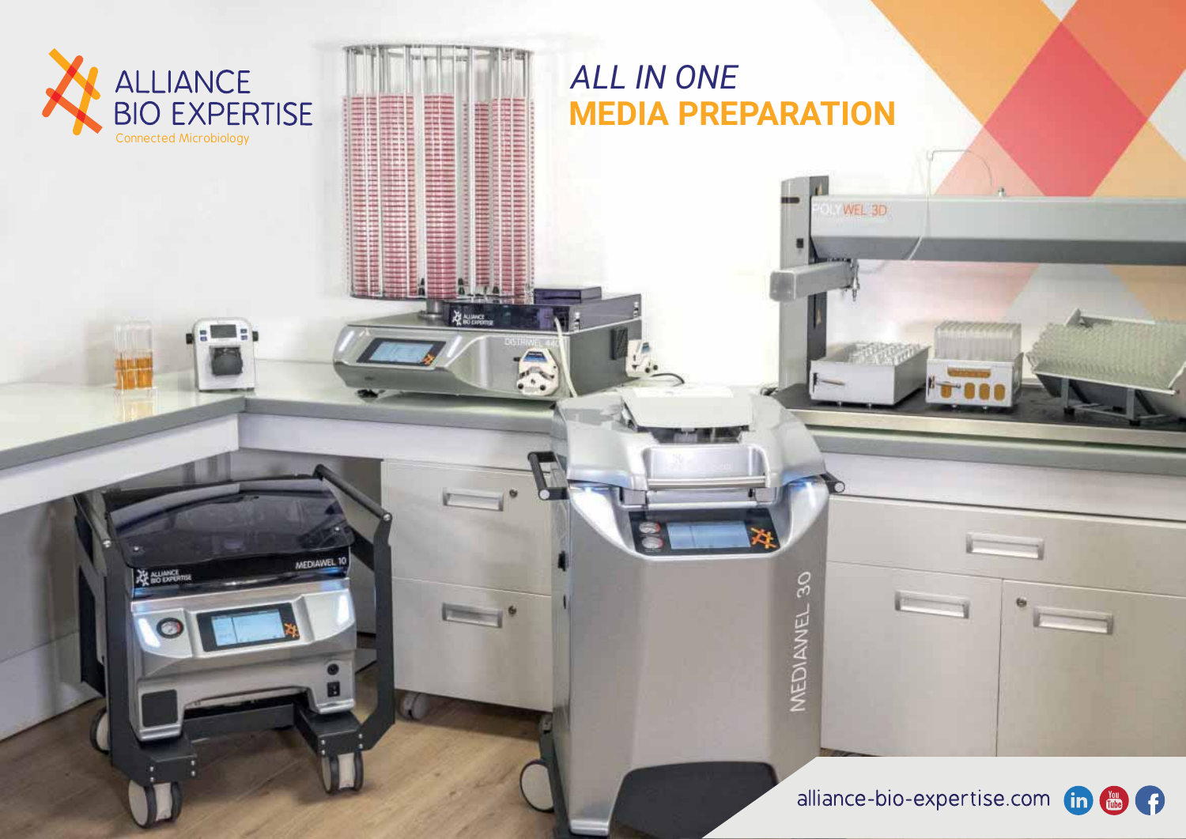ALLIANCE BIO EXPERTISE

Connected Microbiology

# *ALL IN ONE*
# **MEDIA PREPARATION**

alliance-bio-expertise.com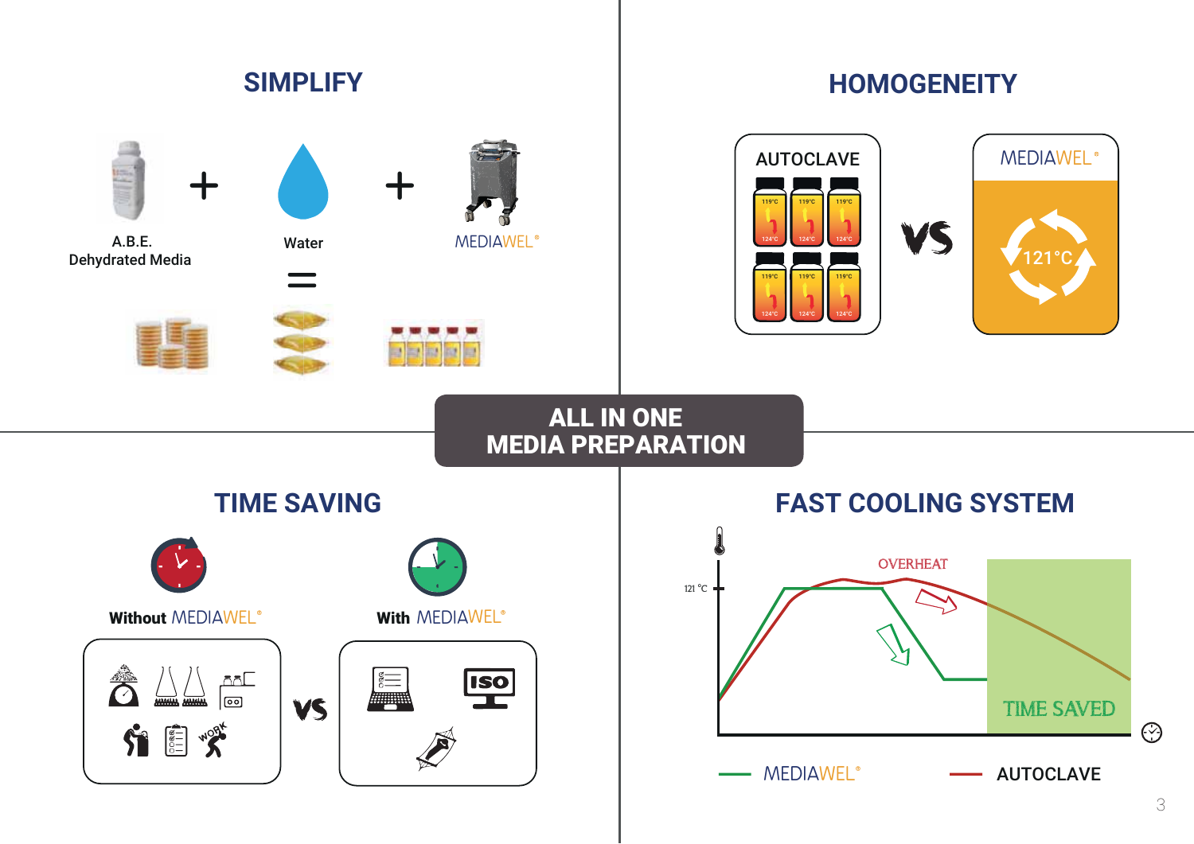## ALL IN ONE MEDIA PREPARATION

## SIMPLIFY

A.B.E. Dehydrated Media + Water + MEDIAWEL®

=

## HOMOGENEITY

AUTOCLAVE

119°C – 124°C

VS

MEDIAWEL®

121°C

## TIME SAVING

**Without** MEDIAWEL®

VS

**With** MEDIAWEL®

ISO

WORK

## FAST COOLING SYSTEM

121 °C

OVERHEAT

TIME SAVED

MEDIAWEL®

AUTOCLAVE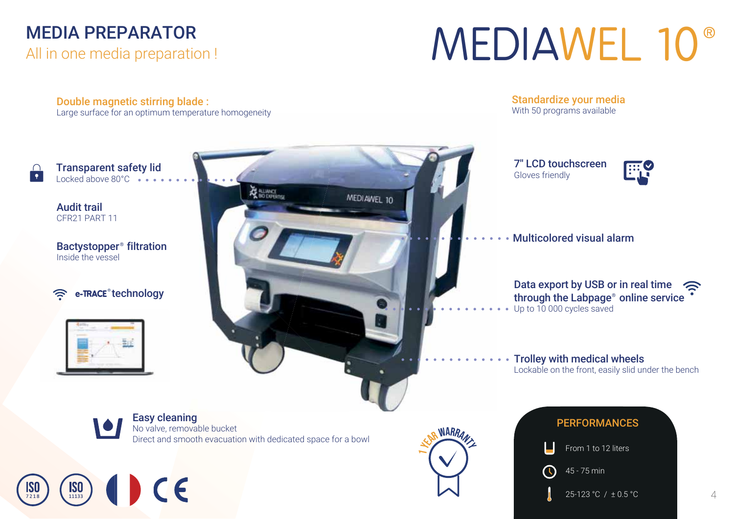# MEDIA PREPARATOR

All in one media preparation !

# MEDIAWEL 10®

**Double magnetic stirring blade :**
Large surface for an optimum temperature homogeneity

**Transparent safety lid**
Locked above 80°C

**Audit trail**
CFR21 PART 11

**Bactystopper® filtration**
Inside the vessel

**e-TRACE® technology**

**Easy cleaning**
No valve, removable bucket
Direct and smooth evacuation with dedicated space for a bowl

**Standardize your media**
With 50 programs available

**7" LCD touchscreen**
Gloves friendly

**Multicolored visual alarm**

**Data export by USB or in real time through the Labpage® online service**
Up to 10 000 cycles saved

**Trolley with medical wheels**
Lockable on the front, easily slid under the bench

1 YEAR WARRANTY

ISO 7218 | ISO 11133 | CE

## PERFORMANCES

- From 1 to 12 liters
- 45 - 75 min
- 25-123 °C / ± 0.5 °C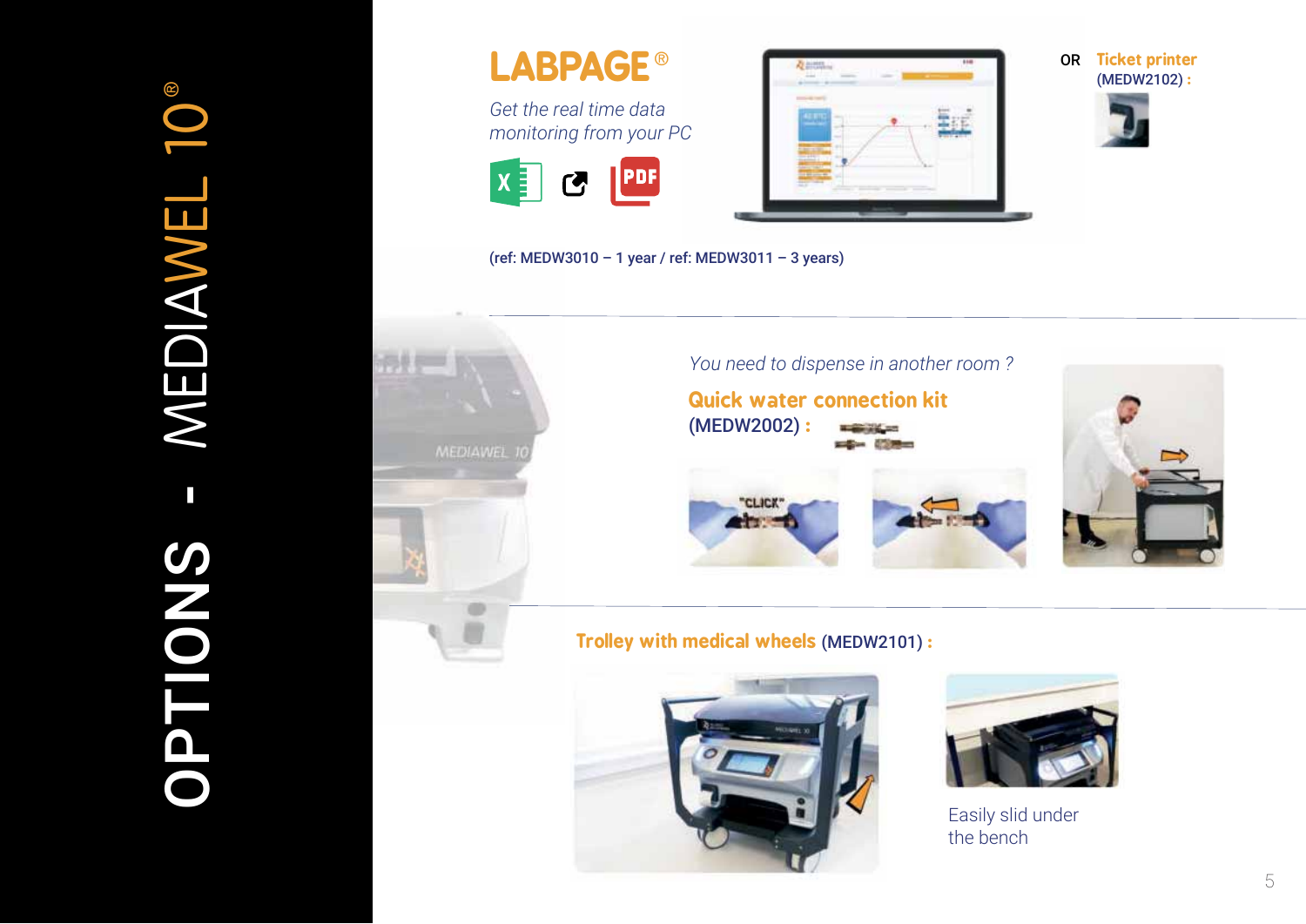# OPTIONS - MEDIAWEL 10®

## LABPAGE®

*Get the real time data monitoring from your PC*

(ref: MEDW3010 – 1 year / ref: MEDW3011 – 3 years)

OR **Ticket printer** (MEDW2102) :

*You need to dispense in another room ?*

**Quick water connection kit** (MEDW2002) :

"CLICK"

**Trolley with medical wheels** (MEDW2101) :

Easily slid under the bench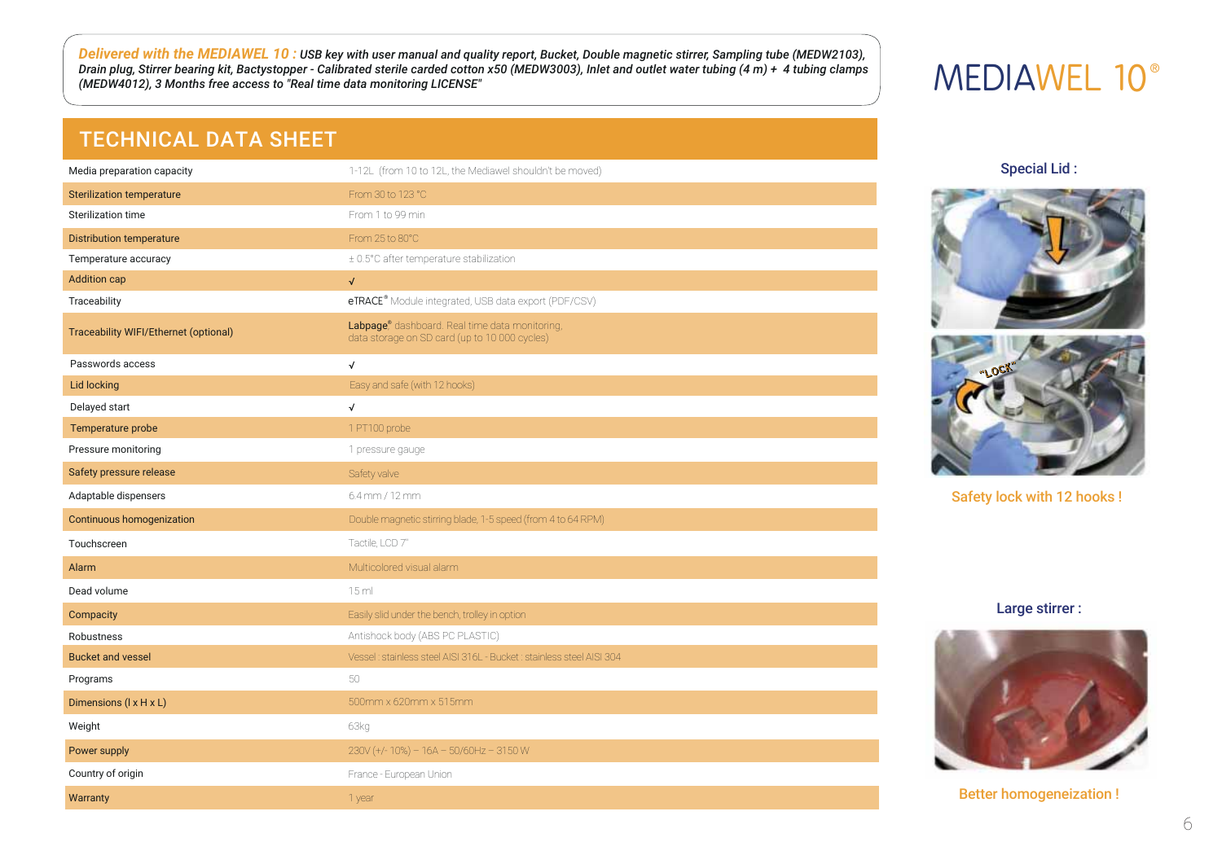***Delivered with the MEDIAWEL 10 :*** *USB key with user manual and quality report, Bucket, Double magnetic stirrer, Sampling tube (MEDW2103), Drain plug, Stirrer bearing kit, Bactystopper - Calibrated sterile carded cotton x50 (MEDW3003), Inlet and outlet water tubing (4 m) + 4 tubing clamps (MEDW4012), 3 Months free access to "Real time data monitoring LICENSE"*

# MEDIAWEL 10®

## TECHNICAL DATA SHEET

| | |
|---|---|
| Media preparation capacity | 1-12L (from 10 to 12L, the Mediawel shouldn't be moved) |
| Sterilization temperature | From 30 to 123 °C |
| Sterilization time | From 1 to 99 min |
| Distribution temperature | From 25 to 80°C |
| Temperature accuracy | ± 0.5°C after temperature stabilization |
| Addition cap | √ |
| Traceability | eTRACE® Module integrated, USB data export (PDF/CSV) |
| Traceability WIFI/Ethernet (optional) | Labpage® dashboard. Real time data monitoring, data storage on SD card (up to 10 000 cycles) |
| Passwords access | √ |
| Lid locking | Easy and safe (with 12 hooks) |
| Delayed start | √ |
| Temperature probe | 1 PT100 probe |
| Pressure monitoring | 1 pressure gauge |
| Safety pressure release | Safety valve |
| Adaptable dispensers | 6.4 mm / 12 mm |
| Continuous homogenization | Double magnetic stirring blade, 1-5 speed (from 4 to 64 RPM) |
| Touchscreen | Tactile, LCD 7" |
| Alarm | Multicolored visual alarm |
| Dead volume | 15 ml |
| Compacity | Easily slid under the bench, trolley in option |
| Robustness | Antishock body (ABS PC PLASTIC) |
| Bucket and vessel | Vessel : stainless steel AISI 316L - Bucket : stainless steel AISI 304 |
| Programs | 50 |
| Dimensions (l x H x L) | 500mm x 620mm x 515mm |
| Weight | 63kg |
| Power supply | 230V (+/- 10%) – 16A – 50/60Hz – 3150 W |
| Country of origin | France - European Union |
| Warranty | 1 year |

**Special Lid :**

Safety lock with 12 hooks !

**Large stirrer :**

Better homogeneization !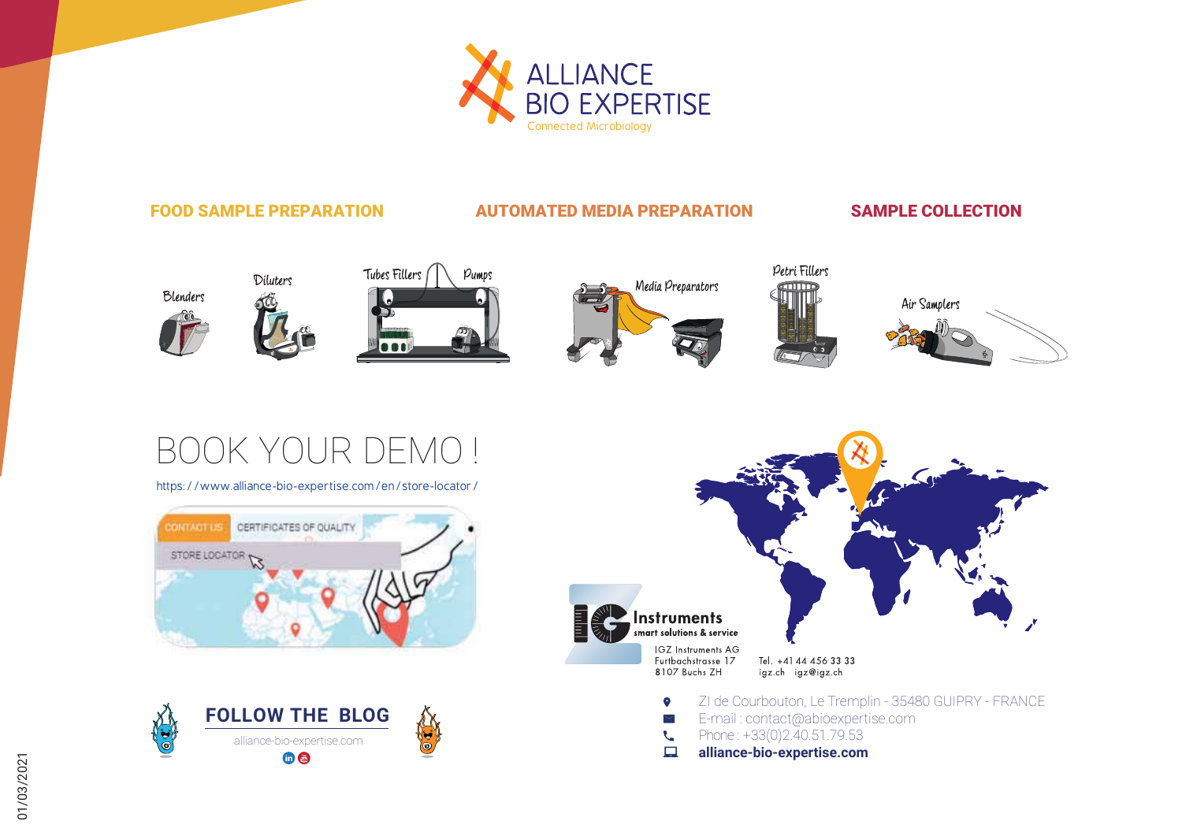# ALLIANCE BIO EXPERTISE

Connected Microbiology

**FOOD SAMPLE PREPARATION**

Blenders
Diluters
Tubes Fillers
Pumps

**AUTOMATED MEDIA PREPARATION**

Media Preparators
Petri Fillers

**SAMPLE COLLECTION**

Air Samplers

# BOOK YOUR DEMO !

https://www.alliance-bio-expertise.com/en/store-locator/

CONTACT US
CERTIFICATES OF QUALITY
STORE LOCATOR

## FOLLOW THE BLOG

alliance-bio-expertise.com

**Instruments**
smart solutions & service

IGZ Instruments AG
Furtbachstrasse 17
8107 Buchs ZH

Tel. +41 44 456 33 33
igz.ch igz@igz.ch

ZI de Courbouton, Le Tremplin - 35480 GUIPRY - FRANCE
E-mail : contact@abioexpertise.com
Phone : +33(0)2.40.51.79.53
**alliance-bio-expertise.com**

01/03/2021